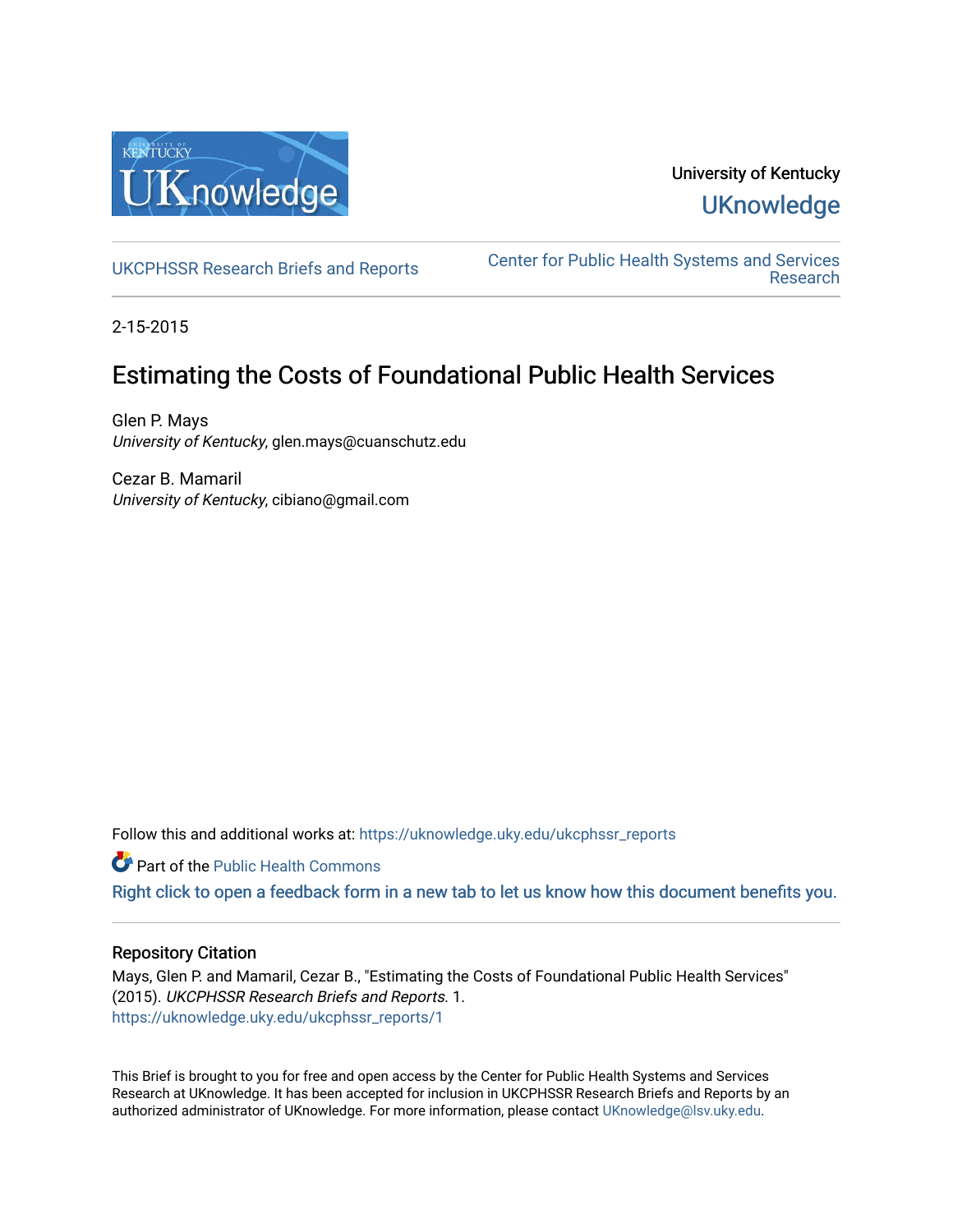University of Kentucky

UKnowledge

UKCPHSSR Research Briefs and Reports

Center for Public Health Systems and Services Research

2-15-2015

# Estimating the Costs of Foundational Public Health Services

Glen P. Mays
*University of Kentucky*, glen.mays@cuanschutz.edu

Cezar B. Mamaril
*University of Kentucky*, cibiano@gmail.com

Follow this and additional works at: https://uknowledge.uky.edu/ukcphssr_reports

Part of the Public Health Commons

Right click to open a feedback form in a new tab to let us know how this document benefits you.

## Repository Citation

Mays, Glen P. and Mamaril, Cezar B., "Estimating the Costs of Foundational Public Health Services" (2015). *UKCPHSSR Research Briefs and Reports*. 1.
https://uknowledge.uky.edu/ukcphssr_reports/1

This Brief is brought to you for free and open access by the Center for Public Health Systems and Services Research at UKnowledge. It has been accepted for inclusion in UKCPHSSR Research Briefs and Reports by an authorized administrator of UKnowledge. For more information, please contact UKnowledge@lsv.uky.edu.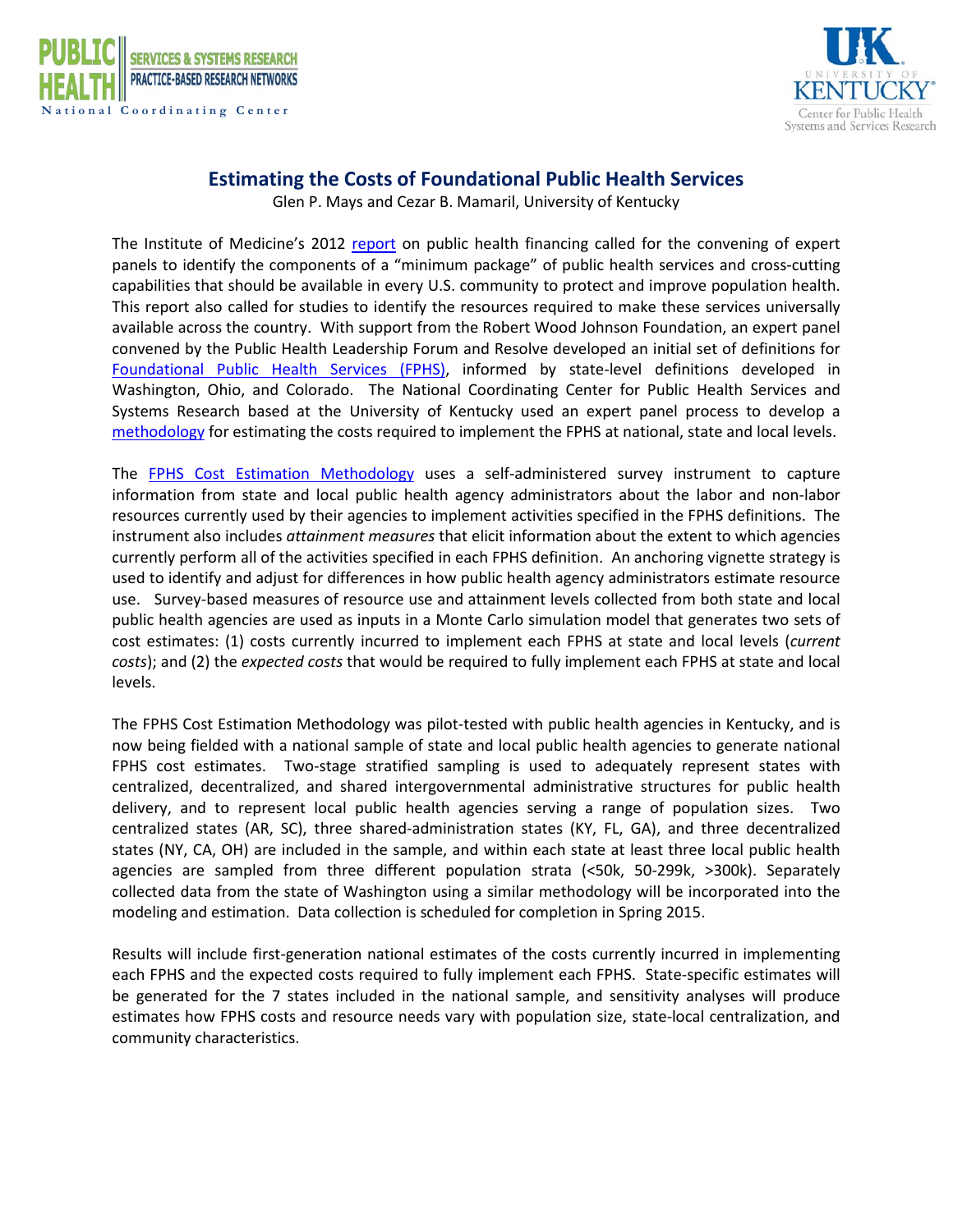# Estimating the Costs of Foundational Public Health Services

Glen P. Mays and Cezar B. Mamaril, University of Kentucky

The Institute of Medicine's 2012 report on public health financing called for the convening of expert panels to identify the components of a "minimum package" of public health services and cross-cutting capabilities that should be available in every U.S. community to protect and improve population health. This report also called for studies to identify the resources required to make these services universally available across the country. With support from the Robert Wood Johnson Foundation, an expert panel convened by the Public Health Leadership Forum and Resolve developed an initial set of definitions for Foundational Public Health Services (FPHS), informed by state-level definitions developed in Washington, Ohio, and Colorado. The National Coordinating Center for Public Health Services and Systems Research based at the University of Kentucky used an expert panel process to develop a methodology for estimating the costs required to implement the FPHS at national, state and local levels.

The FPHS Cost Estimation Methodology uses a self-administered survey instrument to capture information from state and local public health agency administrators about the labor and non-labor resources currently used by their agencies to implement activities specified in the FPHS definitions. The instrument also includes *attainment measures* that elicit information about the extent to which agencies currently perform all of the activities specified in each FPHS definition. An anchoring vignette strategy is used to identify and adjust for differences in how public health agency administrators estimate resource use. Survey-based measures of resource use and attainment levels collected from both state and local public health agencies are used as inputs in a Monte Carlo simulation model that generates two sets of cost estimates: (1) costs currently incurred to implement each FPHS at state and local levels (*current costs*); and (2) the *expected costs* that would be required to fully implement each FPHS at state and local levels.

The FPHS Cost Estimation Methodology was pilot-tested with public health agencies in Kentucky, and is now being fielded with a national sample of state and local public health agencies to generate national FPHS cost estimates. Two-stage stratified sampling is used to adequately represent states with centralized, decentralized, and shared intergovernmental administrative structures for public health delivery, and to represent local public health agencies serving a range of population sizes. Two centralized states (AR, SC), three shared-administration states (KY, FL, GA), and three decentralized states (NY, CA, OH) are included in the sample, and within each state at least three local public health agencies are sampled from three different population strata (<50k, 50-299k, >300k). Separately collected data from the state of Washington using a similar methodology will be incorporated into the modeling and estimation. Data collection is scheduled for completion in Spring 2015.

Results will include first-generation national estimates of the costs currently incurred in implementing each FPHS and the expected costs required to fully implement each FPHS. State-specific estimates will be generated for the 7 states included in the national sample, and sensitivity analyses will produce estimates how FPHS costs and resource needs vary with population size, state-local centralization, and community characteristics.